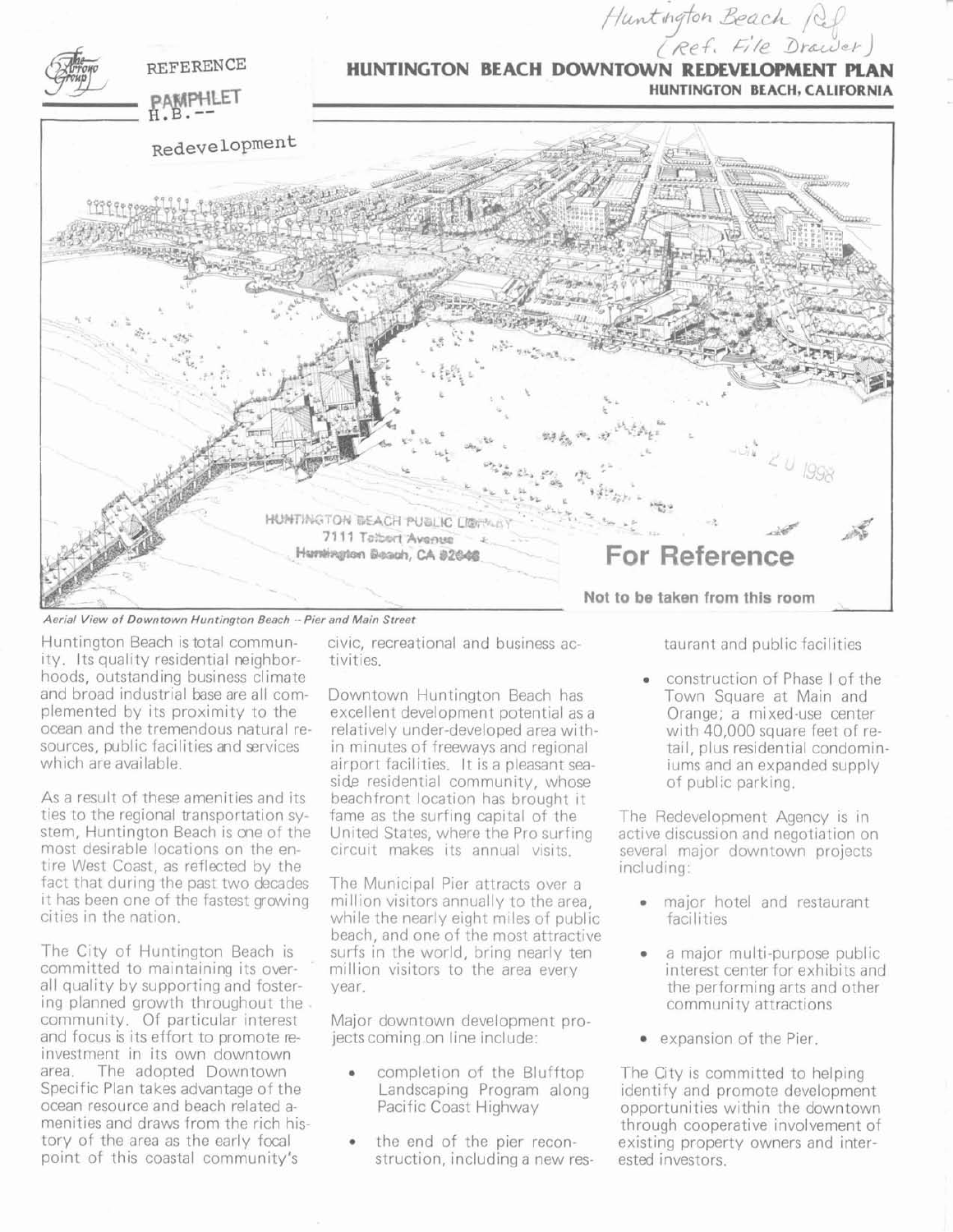# HUNTINGTON BEACH DOWNTOWN REDEVELOPMENT PLAN

## HUNTINGTON BEACH, CALIFORNIA

REFERENCE PAMPHLET H.B.-- Redevelopment

Huntington Beach Ref (Ref. File Drawer)

HUNTINGTON BEACH PUBLIC LIBRARY
7111 Talbert Avenue
Huntington Beach, CA 92648

**For Reference**

**Not to be taken from this room**

*Aerial View of Downtown Huntington Beach -- Pier and Main Street*

Huntington Beach is total community. Its quality residential neighborhoods, outstanding business climate and broad industrial base are all complemented by its proximity to the ocean and the tremendous natural resources, public facilities and services which are available.

As a result of these amenities and its ties to the regional transportation system, Huntington Beach is one of the most desirable locations on the entire West Coast, as reflected by the fact that during the past two decades it has been one of the fastest growing cities in the nation.

The City of Huntington Beach is committed to maintaining its overall quality by supporting and fostering planned growth throughout the community. Of particular interest and focus is its effort to promote reinvestment in its own downtown area. The adopted Downtown Specific Plan takes advantage of the ocean resource and beach related amenities and draws from the rich history of the area as the early focal point of this coastal community's civic, recreational and business activities.

Downtown Huntington Beach has excellent development potential as a relatively under-developed area within minutes of freeways and regional airport facilities. It is a pleasant seaside residential community, whose beachfront location has brought it fame as the surfing capital of the United States, where the Pro surfing circuit makes its annual visits.

The Municipal Pier attracts over a million visitors annually to the area, while the nearly eight miles of public beach, and one of the most attractive surfs in the world, bring nearly ten million visitors to the area every year.

Major downtown development projects coming on line include:

- completion of the Blufftop Landscaping Program along Pacific Coast Highway
- the end of the pier reconstruction, including a new restaurant and public facilities
- construction of Phase I of the Town Square at Main and Orange; a mixed-use center with 40,000 square feet of retail, plus residential condominiums and an expanded supply of public parking.

The Redevelopment Agency is in active discussion and negotiation on several major downtown projects including:

- major hotel and restaurant facilities
- a major multi-purpose public interest center for exhibits and the performing arts and other community attractions
- expansion of the Pier.

The City is committed to helping identify and promote development opportunities within the downtown through cooperative involvement of existing property owners and interested investors.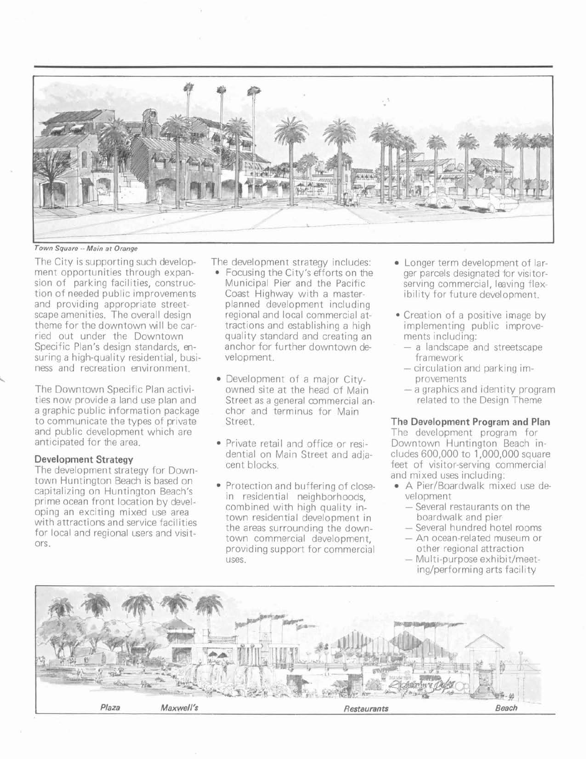*Town Square -- Main at Orange*

The City is supporting such development opportunities through expansion of parking facilities, construction of needed public improvements and providing appropriate streetscape amenities. The overall design theme for the downtown will be carried out under the Downtown Specific Plan's design standards, ensuring a high-quality residential, business and recreation environment.

The Downtown Specific Plan activities now provide a land use plan and a graphic public information package to communicate the types of private and public development which are anticipated for the area.

### Development Strategy

The development strategy for Downtown Huntington Beach is based on capitalizing on Huntington Beach's prime ocean front location by developing an exciting mixed use area with attractions and service facilities for local and regional users and visitors.

The development strategy includes:

- Focusing the City's efforts on the Municipal Pier and the Pacific Coast Highway with a master-planned development including regional and local commercial attractions and establishing a high quality standard and creating an anchor for further downtown development.
- Development of a major City-owned site at the head of Main Street as a general commercial anchor and terminus for Main Street.
- Private retail and office or residential on Main Street and adjacent blocks.
- Protection and buffering of close-in residential neighborhoods, combined with high quality in-town residential development in the areas surrounding the downtown commercial development, providing support for commercial uses.
- Longer term development of larger parcels designated for visitor-serving commercial, leaving flexibility for future development.
- Creation of a positive image by implementing public improvements including:
  - a landscape and streetscape framework
  - circulation and parking improvements
  - a graphics and identity program related to the Design Theme

### The Development Program and Plan

The development program for Downtown Huntington Beach includes 600,000 to 1,000,000 square feet of visitor-serving commercial and mixed uses including:

- A Pier/Boardwalk mixed use development
  - Several restaurants on the boardwalk and pier
  - Several hundred hotel rooms
  - An ocean-related museum or other regional attraction
  - Multi-purpose exhibit/meeting/performing arts facility

*Plaza* *Maxwell's* *Restaurants* *Beach*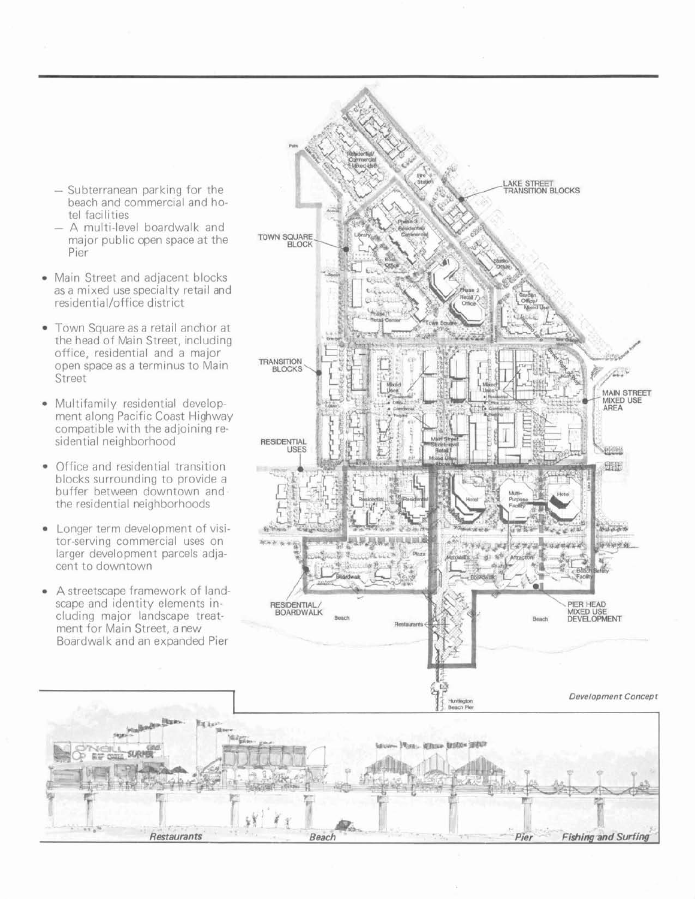- Subterranean parking for the beach and commercial and hotel facilities
- A multi-level boardwalk and major public open space at the Pier

- Main Street and adjacent blocks as a mixed use specialty retail and residential/office district

- Town Square as a retail anchor at the head of Main Street, including office, residential and a major open space as a terminus to Main Street

- Multifamily residential development along Pacific Coast Highway compatible with the adjoining residential neighborhood

- Office and residential transition blocks surrounding to provide a buffer between downtown and the residential neighborhoods

- Longer term development of visitor-serving commercial uses on larger development parcels adjacent to downtown

- A streetscape framework of landscape and identity elements including major landscape treatment for Main Street, a new Boardwalk and an expanded Pier

LAKE STREET TRANSITION BLOCKS

TOWN SQUARE BLOCK

TRANSITION BLOCKS

MAIN STREET MIXED USE AREA

RESIDENTIAL USES

RESIDENTIAL/ BOARDWALK

PIER HEAD MIXED USE DEVELOPMENT

*Development Concept*

*Restaurants* *Beach* *Pier* *Fishing and Surfing*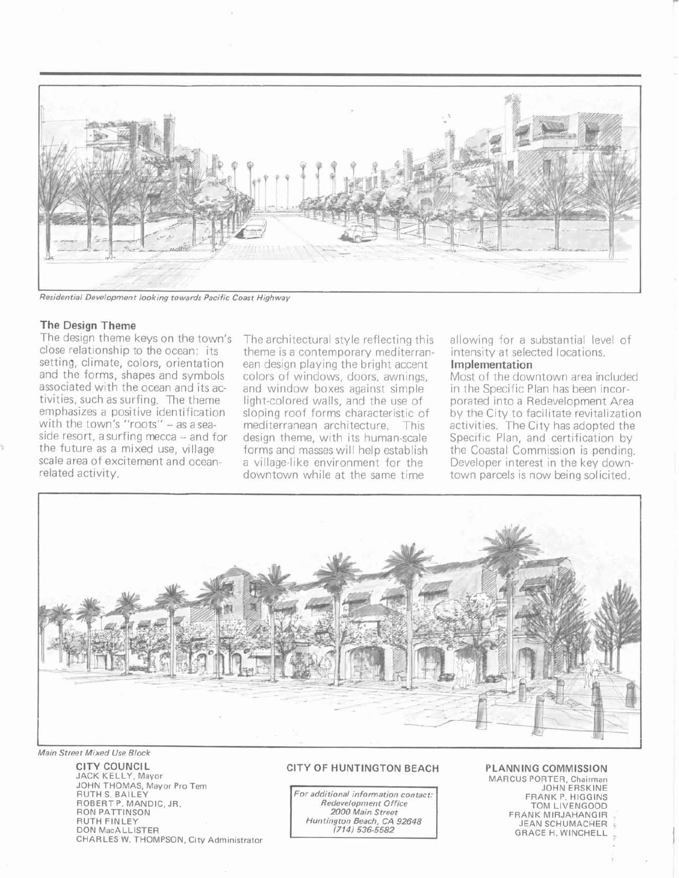*Residential Development looking towards Pacific Coast Highway*

### The Design Theme

The design theme keys on the town's close relationship to the ocean: its setting, climate, colors, orientation and the forms, shapes and symbols associated with the ocean and its activities, such as surfing. The theme emphasizes a positive identification with the town's "roots" -- as a seaside resort, a surfing mecca -- and for the future as a mixed use, village scale area of excitement and ocean-related activity.

The architectural style reflecting this theme is a contemporary mediterranean design playing the bright accent colors of windows, doors, awnings, and window boxes against simple light-colored walls, and the use of sloping roof forms characteristic of mediterranean architecture. This design theme, with its human-scale forms and masses will help establish a village-like environment for the downtown while at the same time allowing for a substantial level of intensity at selected locations.

### Implementation

Most of the downtown area included in the Specific Plan has been incorporated into a Redevelopment Area by the City to facilitate revitalization activities. The City has adopted the Specific Plan, and certification by the Coastal Commission is pending. Developer interest in the key downtown parcels is now being solicited.

*Main Street Mixed Use Block*

**CITY COUNCIL**
JACK KELLY, Mayor
JOHN THOMAS, Mayor Pro Tem
RUTH S. BAILEY
ROBERT P. MANDIC, JR.
RON PATTINSON
RUTH FINLEY
DON MacALLISTER
CHARLES W. THOMPSON, City Administrator

**CITY OF HUNTINGTON BEACH**

*For additional information contact:*
*Redevelopment Office*
*2000 Main Street*
*Huntington Beach, CA 92648*
*(714) 536-5582*

**PLANNING COMMISSION**
MARCUS PORTER, Chairman
JOHN ERSKINE
FRANK P. HIGGINS
TOM LIVENGOOD
FRANK MIRJAHANGIR
JEAN SCHUMACHER
GRACE H. WINCHELL